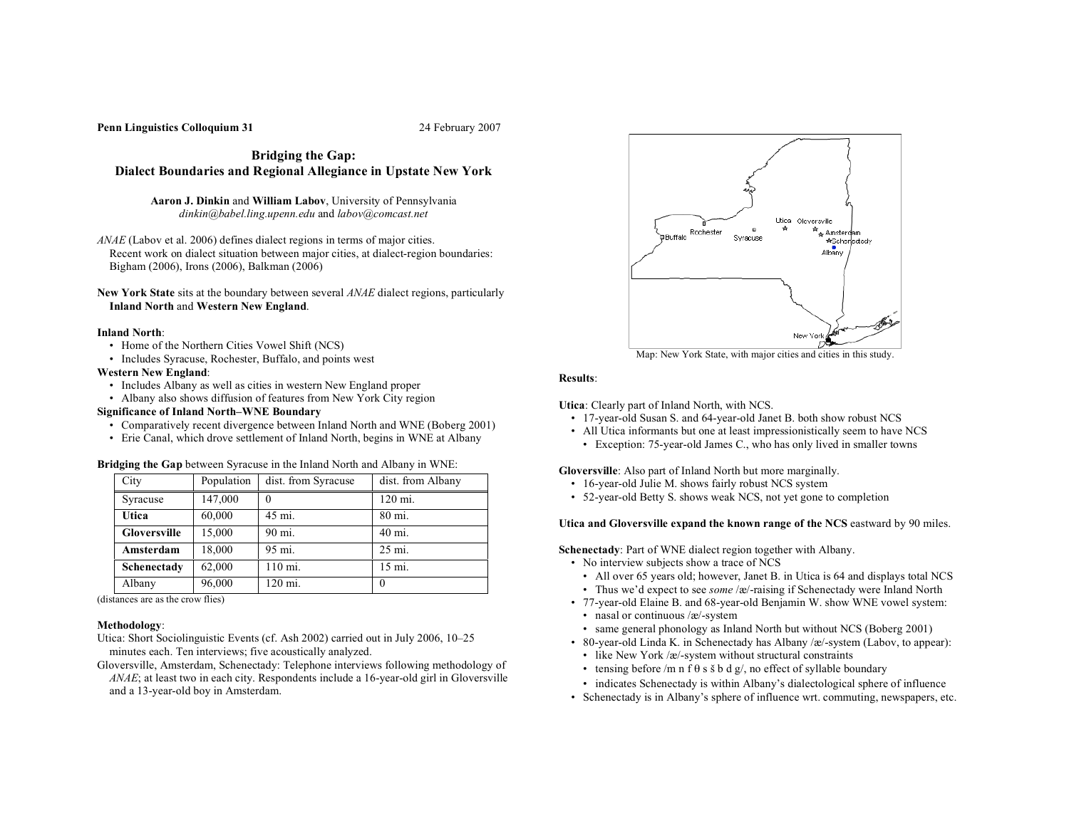**Penn Linguistics Colloquium 31** 24 February 2007

# Bridging the Gap: Dialect Boundaries and Regional Allegiance in Upstate New York

**Aaron J. Dinkin** and **William Labov**, University of Pennsylvania
*dinkin@babel.ling.upenn.edu* and *labov@comcast.net*

*ANAE* (Labov et al. 2006) defines dialect regions in terms of major cities.
Recent work on dialect situation between major cities, at dialect-region boundaries: Bigham (2006), Irons (2006), Balkman (2006)

**New York State** sits at the boundary between several *ANAE* dialect regions, particularly **Inland North** and **Western New England**.

**Inland North**:
- Home of the Northern Cities Vowel Shift (NCS)
- Includes Syracuse, Rochester, Buffalo, and points west

**Western New England**:
- Includes Albany as well as cities in western New England proper
- Albany also shows diffusion of features from New York City region

**Significance of Inland North–WNE Boundary**
- Comparatively recent divergence between Inland North and WNE (Boberg 2001)
- Erie Canal, which drove settlement of Inland North, begins in WNE at Albany

**Bridging the Gap** between Syracuse in the Inland North and Albany in WNE:

| City | Population | dist. from Syracuse | dist. from Albany |
|---|---|---|---|
| Syracuse | 147,000 | 0 | 120 mi. |
| **Utica** | 60,000 | 45 mi. | 80 mi. |
| **Gloversville** | 15,000 | 90 mi. | 40 mi. |
| **Amsterdam** | 18,000 | 95 mi. | 25 mi. |
| **Schenectady** | 62,000 | 110 mi. | 15 mi. |
| Albany | 96,000 | 120 mi. | 0 |

(distances are as the crow flies)

**Methodology**:

Utica: Short Sociolinguistic Events (cf. Ash 2002) carried out in July 2006, 10–25 minutes each. Ten interviews; five acoustically analyzed.

Gloversville, Amsterdam, Schenectady: Telephone interviews following methodology of *ANAE*; at least two in each city. Respondents include a 16-year-old girl in Gloversville and a 13-year-old boy in Amsterdam.

Map: New York State, with major cities and cities in this study.

**Results**:

**Utica**: Clearly part of Inland North, with NCS.
- 17-year-old Susan S. and 64-year-old Janet B. both show robust NCS
- All Utica informants but one at least impressionistically seem to have NCS
  - Exception: 75-year-old James C., who has only lived in smaller towns

**Gloversville**: Also part of Inland North but more marginally.
- 16-year-old Julie M. shows fairly robust NCS system
- 52-year-old Betty S. shows weak NCS, not yet gone to completion

**Utica and Gloversville expand the known range of the NCS** eastward by 90 miles.

**Schenectady**: Part of WNE dialect region together with Albany.
- No interview subjects show a trace of NCS
  - All over 65 years old; however, Janet B. in Utica is 64 and displays total NCS
  - Thus we'd expect to see *some* /æ/-raising if Schenectady were Inland North
- 77-year-old Elaine B. and 68-year-old Benjamin W. show WNE vowel system:
  - nasal or continuous /æ/-system
  - same general phonology as Inland North but without NCS (Boberg 2001)
- 80-year-old Linda K. in Schenectady has Albany /æ/-system (Labov, to appear):
  - like New York /æ/-system without structural constraints
  - tensing before /m n f θ s š b d g/, no effect of syllable boundary
  - indicates Schenectady is within Albany's dialectological sphere of influence
- Schenectady is in Albany's sphere of influence wrt. commuting, newspapers, etc.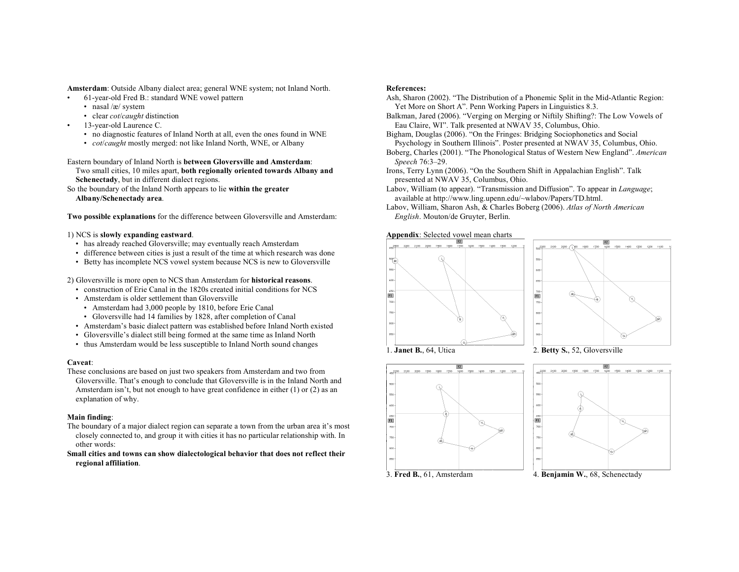**Amsterdam**: Outside Albany dialect area; general WNE system; not Inland North.

- 61-year-old Fred B.: standard WNE vowel pattern
  - nasal /æ/ system
  - clear *cot*/*caught* distinction
- 13-year-old Laurence C.
  - no diagnostic features of Inland North at all, even the ones found in WNE
  - *cot*/*caught* mostly merged: not like Inland North, WNE, or Albany

Eastern boundary of Inland North is **between Gloversville and Amsterdam**:
Two small cities, 10 miles apart, **both regionally oriented towards Albany and Schenectady**, but in different dialect regions.
So the boundary of the Inland North appears to lie **within the greater Albany/Schenectady area**.

**Two possible explanations** for the difference between Gloversville and Amsterdam:

1) NCS is **slowly expanding eastward**.
   - has already reached Gloversville; may eventually reach Amsterdam
   - difference between cities is just a result of the time at which research was done
   - Betty has incomplete NCS vowel system because NCS is new to Gloversville

2) Gloversville is more open to NCS than Amsterdam for **historical reasons**.
   - construction of Erie Canal in the 1820s created initial conditions for NCS
   - Amsterdam is older settlement than Gloversville
     - Amsterdam had 3,000 people by 1810, before Erie Canal
     - Gloversville had 14 families by 1828, after completion of Canal
   - Amsterdam's basic dialect pattern was established before Inland North existed
   - Gloversville's dialect still being formed at the same time as Inland North
   - thus Amsterdam would be less susceptible to Inland North sound changes

**Caveat**:
These conclusions are based on just two speakers from Amsterdam and two from Gloversville. That's enough to conclude that Gloversville is in the Inland North and Amsterdam isn't, but not enough to have great confidence in either (1) or (2) as an explanation of why.

**Main finding**:
The boundary of a major dialect region can separate a town from the urban area it's most closely connected to, and group it with cities it has no particular relationship with. In other words:
**Small cities and towns can show dialectological behavior that does not reflect their regional affiliation**.

**References:**

Ash, Sharon (2002). "The Distribution of a Phonemic Split in the Mid-Atlantic Region: Yet More on Short A". Penn Working Papers in Linguistics 8.3.

Balkman, Jared (2006). "Verging on Merging or Niftily Shifting?: The Low Vowels of Eau Claire, WI". Talk presented at NWAV 35, Columbus, Ohio.

Bigham, Douglas (2006). "On the Fringes: Bridging Sociophonetics and Social Psychology in Southern Illinois". Poster presented at NWAV 35, Columbus, Ohio.

Boberg, Charles (2001). "The Phonological Status of Western New England". *American Speech* 76:3–29.

Irons, Terry Lynn (2006). "On the Southern Shift in Appalachian English". Talk presented at NWAV 35, Columbus, Ohio.

Labov, William (to appear). "Transmission and Diffusion". To appear in *Language*; available at http://www.ling.upenn.edu/~wlabov/Papers/TD.html.

Labov, William, Sharon Ash, & Charles Boberg (2006). *Atlas of North American English*. Mouton/de Gruyter, Berlin.

**Appendix**: Selected vowel mean charts

1. **Janet B.**, 64, Utica

2. **Betty S.**, 52, Gloversville

3. **Fred B.**, 61, Amsterdam

4. **Benjamin W.**, 68, Schenectady